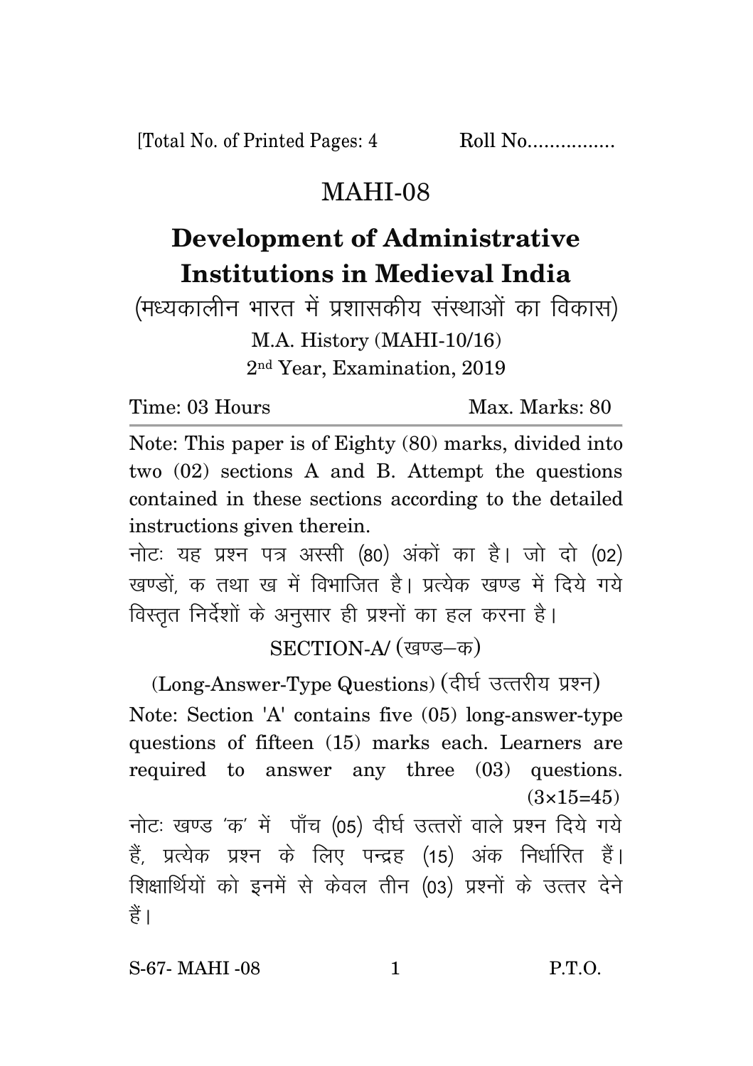[Total No. of Printed Pages: 4 Roll No................

# MAHI-08

# Development of Administrative Institutions in Medieval India

(मध्यकालीन भारत में प्रशासकीय संस्थाओं का विकास)

M.A. History (MAHI-10/16)

2nd Year, Examination, 2019

Time: 03 Hours Max. Marks: 80

Note: This paper is of Eighty (80) marks, divided into two (02) sections A and B. Attempt the questions contained in these sections according to the detailed instructions given therein.

नोटः यह प्रश्न पत्र अस्सी (80) अंकों का है। जो दो (02) खण्डों, क तथा ख में विभाजित है। प्रत्येक खण्ड में दिये गये विस्तृत निर्देशों के अनुसार ही प्रश्नों का हल करना है।

## SECTION-A/ (खण्ड–क)

(Long-Answer-Type Questions) (दीर्घ उत्तरीय प्रश्न)

Note: Section 'A' contains five (05) long-answer-type questions of fifteen (15) marks each. Learners are required to answer any three (03) questions. (3×15=45)

नोटः खण्ड 'क' में पाँच (05) दीर्घ उत्तरों वाले प्रश्न दिये गये हैं, प्रत्येक प्रश्न के लिए पन्द्रह (15) अंक निर्धारित हैं। शिक्षार्थियों को इनमें से केवल तीन (03) प्रश्नों के उत्तर देने हैं।

S-67- MAHI -08 P.T.O.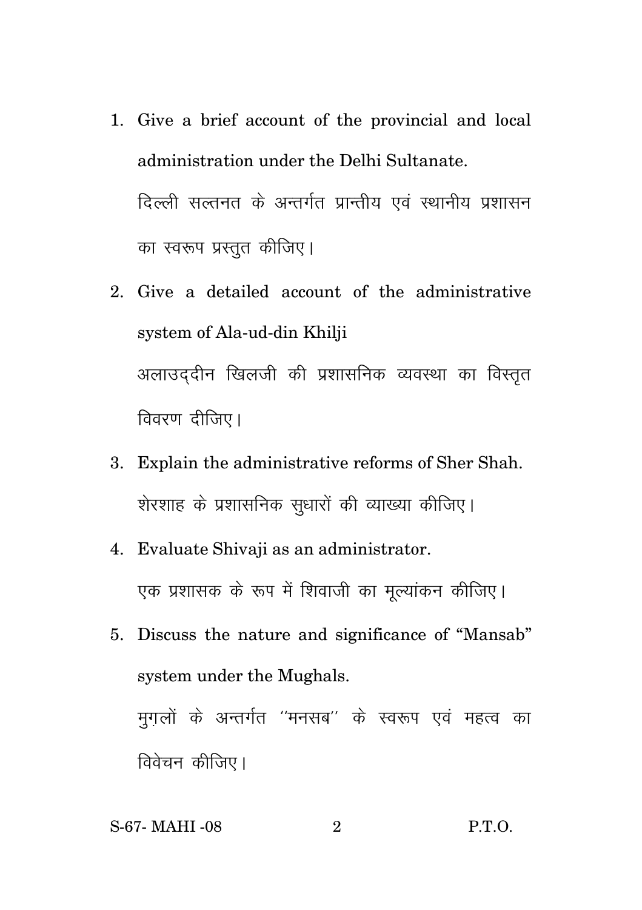1. Give a brief account of the provincial and local administration under the Delhi Sultanate.

   दिल्ली सल्तनत के अन्तर्गत प्रान्तीय एवं स्थानीय प्रशासन का स्वरूप प्रस्तुत कीजिए।

2. Give a detailed account of the administrative system of Ala-ud-din Khilji

   अलाउद्दीन खिलजी की प्रशासनिक व्यवस्था का विस्तृत विवरण दीजिए।

3. Explain the administrative reforms of Sher Shah.

   शेरशाह के प्रशासनिक सुधारों की व्याख्या कीजिए।

4. Evaluate Shivaji as an administrator.

   एक प्रशासक के रूप में शिवाजी का मूल्यांकन कीजिए।

5. Discuss the nature and significance of "Mansab" system under the Mughals.

   मुग़लों के अन्तर्गत ''मनसब'' के स्वरूप एवं महत्व का विवेचन कीजिए।

S-67- MAHI -08 P.T.O.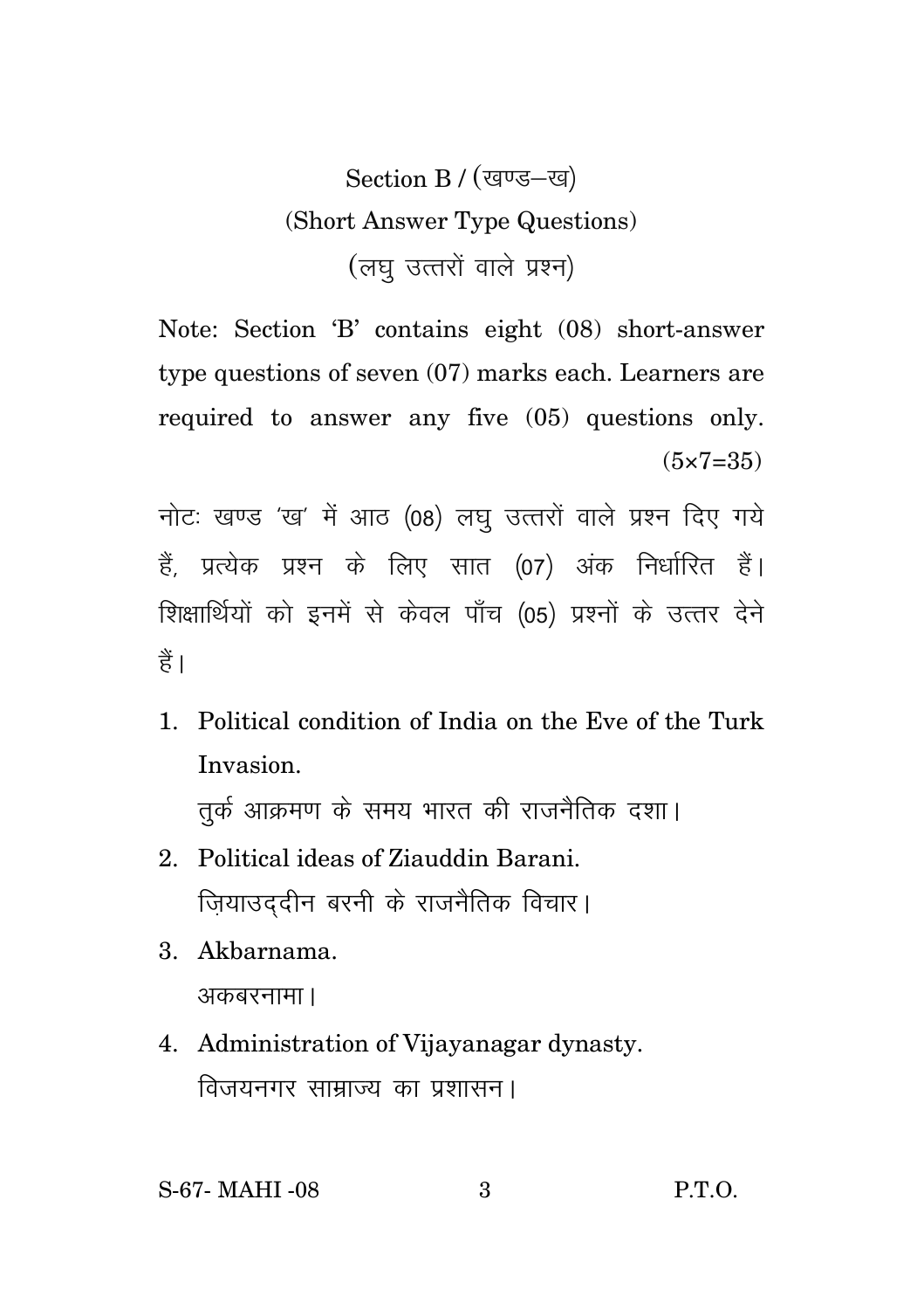## Section B / (खण्ड–ख)

### (Short Answer Type Questions)

### (लघु उत्तरों वाले प्रश्न)

Note: Section 'B' contains eight (08) short-answer type questions of seven (07) marks each. Learners are required to answer any five (05) questions only. (5×7=35)

नोटः खण्ड 'ख' में आठ (08) लघु उत्तरों वाले प्रश्न दिए गये हैं, प्रत्येक प्रश्न के लिए सात (07) अंक निर्धारित हैं। शिक्षार्थियों को इनमें से केवल पाँच (05) प्रश्नों के उत्तर देने हैं।

1. Political condition of India on the Eve of the Turk Invasion.
   तुर्क आक्रमण के समय भारत की राजनैतिक दशा।
2. Political ideas of Ziauddin Barani.
   ज़ियाउद्दीन बरनी के राजनैतिक विचार।
3. Akbarnama.
   अकबरनामा।
4. Administration of Vijayanagar dynasty.
   विजयनगर साम्राज्य का प्रशासन।

S-67- MAHI -08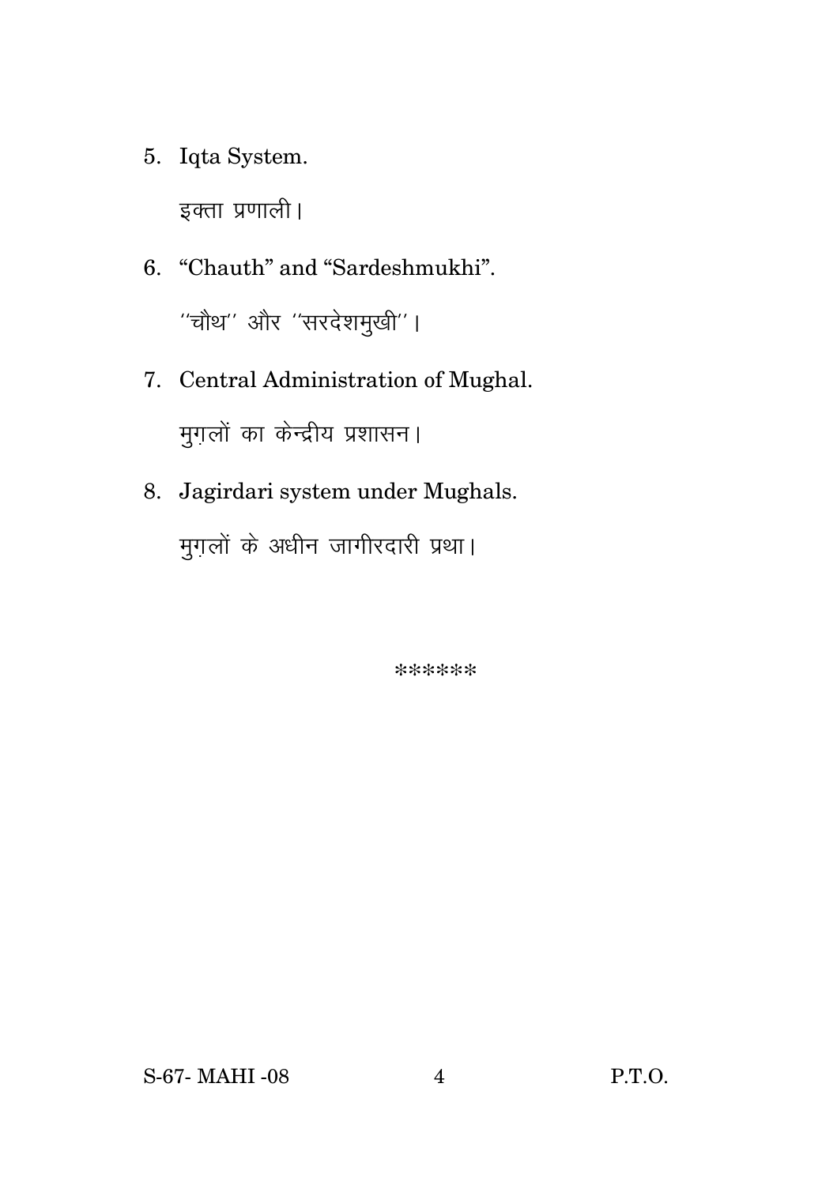5. Iqta System.

   इक्ता प्रणाली।

6. “Chauth” and “Sardeshmukhi”.

   ''चौथ'' और ''सरदेशमुखी''।

7. Central Administration of Mughal.

   मुग़लों का केन्द्रीय प्रशासन।

8. Jagirdari system under Mughals.

   मुग़लों के अधीन जागीरदारी प्रथा।

******